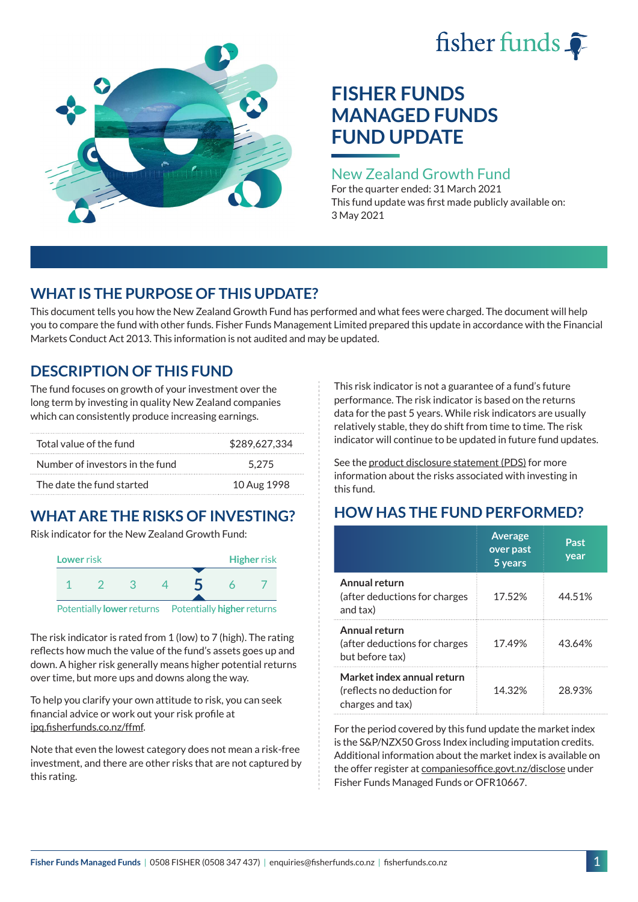fisher funds

# FISHER FUNDS MANAGED FUNDS FUND UPDATE

## New Zealand Growth Fund

For the quarter ended: 31 March 2021

This fund update was first made publicly available on: 3 May 2021

## WHAT IS THE PURPOSE OF THIS UPDATE?

This document tells you how the New Zealand Growth Fund has performed and what fees were charged. The document will help you to compare the fund with other funds. Fisher Funds Management Limited prepared this update in accordance with the Financial Markets Conduct Act 2013. This information is not audited and may be updated.

## DESCRIPTION OF THIS FUND

The fund focuses on growth of your investment over the long term by investing in quality New Zealand companies which can consistently produce increasing earnings.

| | |
|---|---|
| Total value of the fund | $289,627,334 |
| Number of investors in the fund | 5,275 |
| The date the fund started | 10 Aug 1998 |

## WHAT ARE THE RISKS OF INVESTING?

Risk indicator for the New Zealand Growth Fund:

Lower risk — Higher risk

1 2 3 4 **5** 6 7

Potentially **lower** returns — Potentially **higher** returns

The risk indicator is rated from 1 (low) to 7 (high). The rating reflects how much the value of the fund's assets goes up and down. A higher risk generally means higher potential returns over time, but more ups and downs along the way.

To help you clarify your own attitude to risk, you can seek financial advice or work out your risk profile at ipq.fisherfunds.co.nz/ffmf.

Note that even the lowest category does not mean a risk-free investment, and there are other risks that are not captured by this rating.

This risk indicator is not a guarantee of a fund's future performance. The risk indicator is based on the returns data for the past 5 years. While risk indicators are usually relatively stable, they do shift from time to time. The risk indicator will continue to be updated in future fund updates.

See the product disclosure statement (PDS) for more information about the risks associated with investing in this fund.

## HOW HAS THE FUND PERFORMED?

| | Average over past 5 years | Past year |
|---|---|---|
| **Annual return** (after deductions for charges and tax) | 17.52% | 44.51% |
| **Annual return** (after deductions for charges but before tax) | 17.49% | 43.64% |
| **Market index annual return** (reflects no deduction for charges and tax) | 14.32% | 28.93% |

For the period covered by this fund update the market index is the S&P/NZX50 Gross Index including imputation credits. Additional information about the market index is available on the offer register at companiesoffice.govt.nz/disclose under Fisher Funds Managed Funds or OFR10667.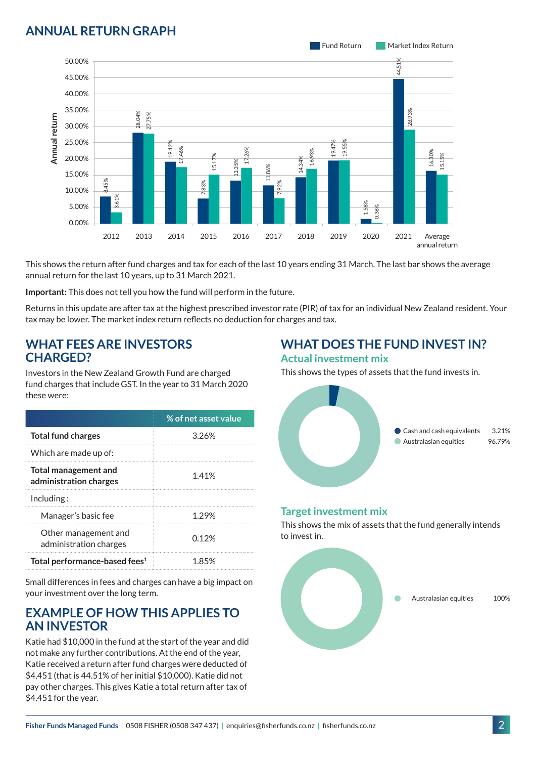## ANNUAL RETURN GRAPH

| Year | Fund Return | Market Index Return |
|---|---|---|
| 2012 | 8.45% | 3.61% |
| 2013 | 28.04% | 27.75% |
| 2014 | 19.12% | 17.46% |
| 2015 | 7.83% | 15.17% |
| 2016 | 13.35% | 17.26% |
| 2017 | 11.86% | 7.92% |
| 2018 | 14.34% | 16.93% |
| 2019 | 19.47% | 19.55% |
| 2020 | 1.58% | 0.36% |
| 2021 | 44.51% | 28.93% |
| Average annual return | 16.30% | 15.15% |

This shows the return after fund charges and tax for each of the last 10 years ending 31 March. The last bar shows the average annual return for the last 10 years, up to 31 March 2021.

**Important:** This does not tell you how the fund will perform in the future.

Returns in this update are after tax at the highest prescribed investor rate (PIR) of tax for an individual New Zealand resident. Your tax may be lower. The market index return reflects no deduction for charges and tax.

## WHAT FEES ARE INVESTORS CHARGED?

Investors in the New Zealand Growth Fund are charged fund charges that include GST. In the year to 31 March 2020 these were:

| | % of net asset value |
|---|---|
| **Total fund charges** | 3.26% |
| Which are made up of: | |
| **Total management and administration charges** | 1.41% |
| Including : | |
| Manager's basic fee | 1.29% |
| Other management and administration charges | 0.12% |
| **Total performance-based fees**[1] | 1.85% |

Small differences in fees and charges can have a big impact on your investment over the long term.

## EXAMPLE OF HOW THIS APPLIES TO AN INVESTOR

Katie had $10,000 in the fund at the start of the year and did not make any further contributions. At the end of the year, Katie received a return after fund charges were deducted of $4,451 (that is 44.51% of her initial $10,000). Katie did not pay other charges. This gives Katie a total return after tax of $4,451 for the year.

## WHAT DOES THE FUND INVEST IN?

### Actual investment mix

This shows the types of assets that the fund invests in.

| Asset | % |
|---|---|
| Cash and cash equivalents | 3.21% |
| Australasian equities | 96.79% |

### Target investment mix

This shows the mix of assets that the fund generally intends to invest in.

| Asset | % |
|---|---|
| Australasian equities | 100% |

Fisher Funds Managed Funds | 0508 FISHER (0508 347 437) | enquiries@fisherfunds.co.nz | fisherfunds.co.nz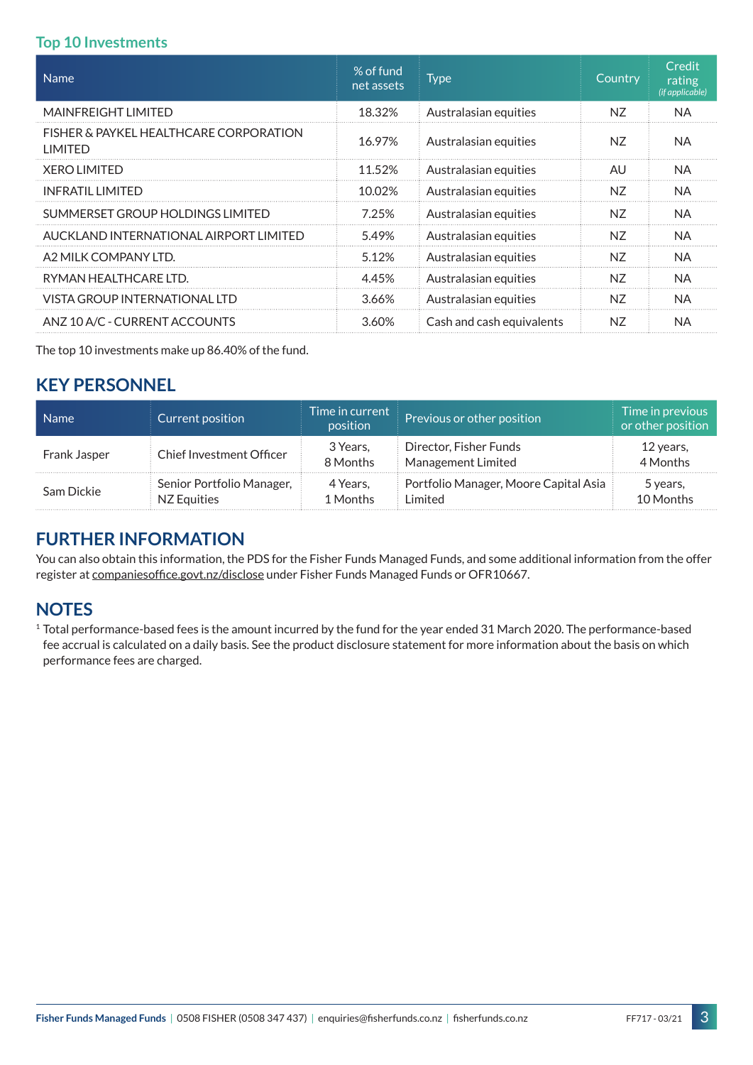## Top 10 Investments

| Name | % of fund net assets | Type | Country | Credit rating *(if applicable)* |
|---|---|---|---|---|
| MAINFREIGHT LIMITED | 18.32% | Australasian equities | NZ | NA |
| FISHER & PAYKEL HEALTHCARE CORPORATION LIMITED | 16.97% | Australasian equities | NZ | NA |
| XERO LIMITED | 11.52% | Australasian equities | AU | NA |
| INFRATIL LIMITED | 10.02% | Australasian equities | NZ | NA |
| SUMMERSET GROUP HOLDINGS LIMITED | 7.25% | Australasian equities | NZ | NA |
| AUCKLAND INTERNATIONAL AIRPORT LIMITED | 5.49% | Australasian equities | NZ | NA |
| A2 MILK COMPANY LTD. | 5.12% | Australasian equities | NZ | NA |
| RYMAN HEALTHCARE LTD. | 4.45% | Australasian equities | NZ | NA |
| VISTA GROUP INTERNATIONAL LTD | 3.66% | Australasian equities | NZ | NA |
| ANZ 10 A/C - CURRENT ACCOUNTS | 3.60% | Cash and cash equivalents | NZ | NA |

The top 10 investments make up 86.40% of the fund.

## KEY PERSONNEL

| Name | Current position | Time in current position | Previous or other position | Time in previous or other position |
|---|---|---|---|---|
| Frank Jasper | Chief Investment Officer | 3 Years, 8 Months | Director, Fisher Funds Management Limited | 12 years, 4 Months |
| Sam Dickie | Senior Portfolio Manager, NZ Equities | 4 Years, 1 Months | Portfolio Manager, Moore Capital Asia Limited | 5 years, 10 Months |

## FURTHER INFORMATION

You can also obtain this information, the PDS for the Fisher Funds Managed Funds, and some additional information from the offer register at companiesoffice.govt.nz/disclose under Fisher Funds Managed Funds or OFR10667.

## NOTES

[1] Total performance-based fees is the amount incurred by the fund for the year ended 31 March 2020. The performance-based fee accrual is calculated on a daily basis. See the product disclosure statement for more information about the basis on which performance fees are charged.